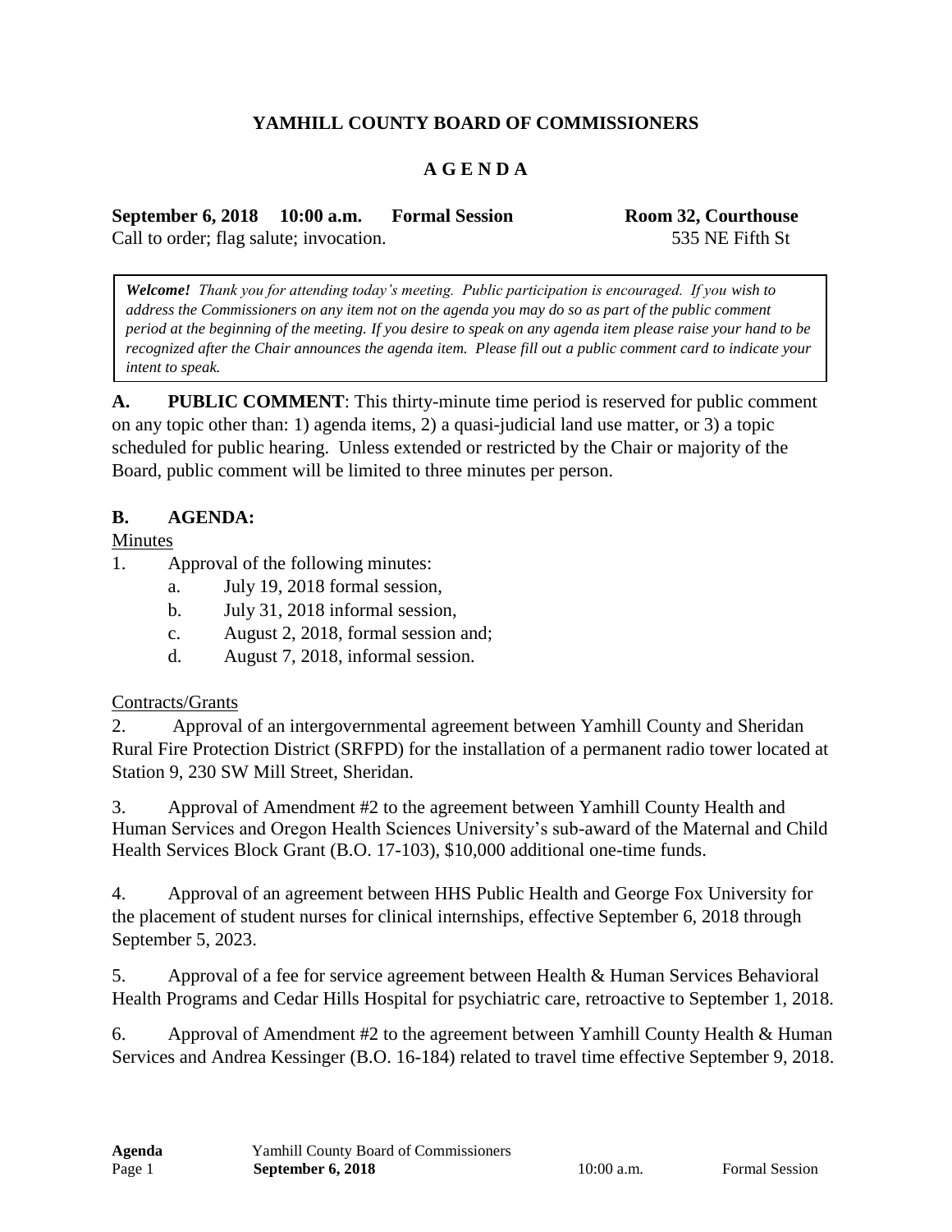# YAMHILL COUNTY BOARD OF COMMISSIONERS

## A G E N D A

**September 6, 2018 10:00 a.m. Formal Session** **Room 32, Courthouse**
Call to order; flag salute; invocation. 535 NE Fifth St

> ***Welcome!*** *Thank you for attending today's meeting. Public participation is encouraged. If you wish to address the Commissioners on any item not on the agenda you may do so as part of the public comment period at the beginning of the meeting. If you desire to speak on any agenda item please raise your hand to be recognized after the Chair announces the agenda item. Please fill out a public comment card to indicate your intent to speak.*

**A. PUBLIC COMMENT**: This thirty-minute time period is reserved for public comment on any topic other than: 1) agenda items, 2) a quasi-judicial land use matter, or 3) a topic scheduled for public hearing. Unless extended or restricted by the Chair or majority of the Board, public comment will be limited to three minutes per person.

**B. AGENDA:**

Minutes

1. Approval of the following minutes:
   a. July 19, 2018 formal session,
   b. July 31, 2018 informal session,
   c. August 2, 2018, formal session and;
   d. August 7, 2018, informal session.

Contracts/Grants

2. Approval of an intergovernmental agreement between Yamhill County and Sheridan Rural Fire Protection District (SRFPD) for the installation of a permanent radio tower located at Station 9, 230 SW Mill Street, Sheridan.

3. Approval of Amendment #2 to the agreement between Yamhill County Health and Human Services and Oregon Health Sciences University's sub-award of the Maternal and Child Health Services Block Grant (B.O. 17-103), $10,000 additional one-time funds.

4. Approval of an agreement between HHS Public Health and George Fox University for the placement of student nurses for clinical internships, effective September 6, 2018 through September 5, 2023.

5. Approval of a fee for service agreement between Health & Human Services Behavioral Health Programs and Cedar Hills Hospital for psychiatric care, retroactive to September 1, 2018.

6. Approval of Amendment #2 to the agreement between Yamhill County Health & Human Services and Andrea Kessinger (B.O. 16-184) related to travel time effective September 9, 2018.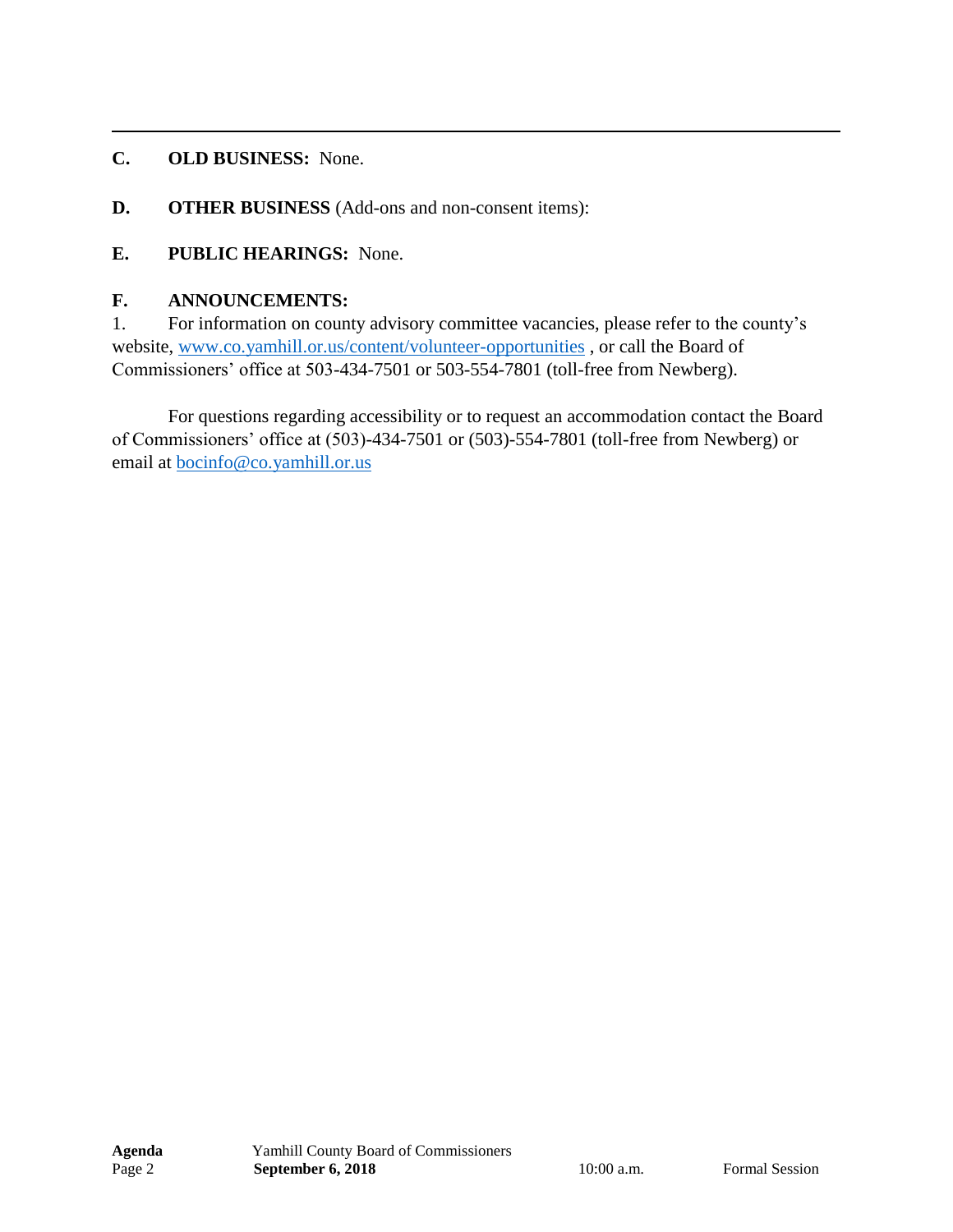**C. OLD BUSINESS:** None.

**D. OTHER BUSINESS** (Add-ons and non-consent items):

**E. PUBLIC HEARINGS:** None.

**F. ANNOUNCEMENTS:**

1. For information on county advisory committee vacancies, please refer to the county's website, www.co.yamhill.or.us/content/volunteer-opportunities , or call the Board of Commissioners' office at 503-434-7501 or 503-554-7801 (toll-free from Newberg).

For questions regarding accessibility or to request an accommodation contact the Board of Commissioners' office at (503)-434-7501 or (503)-554-7801 (toll-free from Newberg) or email at bocinfo@co.yamhill.or.us